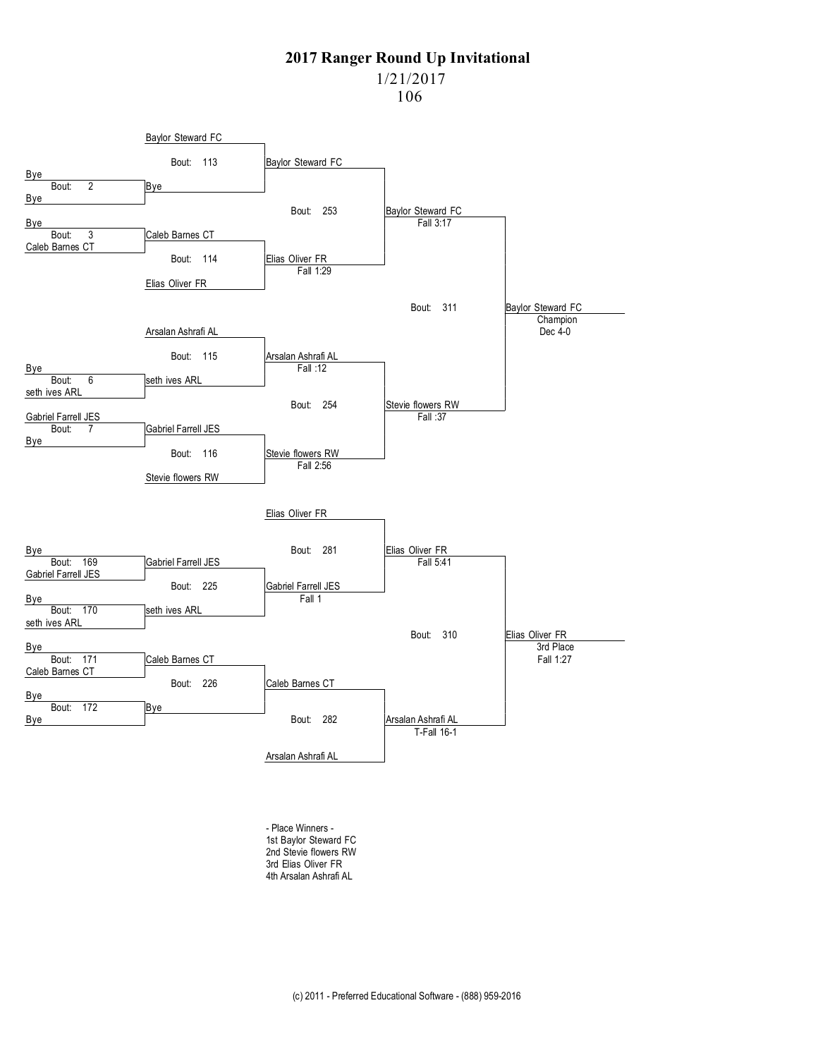# 2017 Ranger Round Up Invitational

1/21/2017

106

## Championship Bracket

**Bout 2:** Bye vs Bye → Bye

**Bout 3:** Bye vs Caleb Barnes CT → Caleb Barnes CT

**Bout 6:** Bye vs seth ives ARL → seth ives ARL

**Bout 7:** Gabriel Farrell JES vs Bye → Gabriel Farrell JES

**Bout 113:** Baylor Steward FC vs Bye → Baylor Steward FC

**Bout 114:** Caleb Barnes CT vs Elias Oliver FR → Elias Oliver FR (Fall 1:29)

**Bout 115:** Arsalan Ashrafi AL vs seth ives ARL → Arsalan Ashrafi AL (Fall :12)

**Bout 116:** Gabriel Farrell JES vs Stevie flowers RW → Stevie flowers RW (Fall 2:56)

**Bout 253:** Baylor Steward FC vs Elias Oliver FR → Baylor Steward FC (Fall 3:17)

**Bout 254:** Arsalan Ashrafi AL vs Stevie flowers RW → Stevie flowers RW (Fall :37)

**Bout 311:** Baylor Steward FC vs Stevie flowers RW → Baylor Steward FC, Champion (Dec 4-0)

## Consolation Bracket

**Bout 169:** Bye vs Gabriel Farrell JES → Gabriel Farrell JES

**Bout 170:** Bye vs seth ives ARL → seth ives ARL

**Bout 171:** Bye vs Caleb Barnes CT → Caleb Barnes CT

**Bout 172:** Bye vs Bye → Bye

**Bout 225:** Gabriel Farrell JES vs seth ives ARL → Gabriel Farrell JES (Fall 1)

**Bout 226:** Caleb Barnes CT vs Bye → Caleb Barnes CT

**Bout 281:** Elias Oliver FR vs Gabriel Farrell JES → Elias Oliver FR (Fall 5:41)

**Bout 282:** Caleb Barnes CT vs Arsalan Ashrafi AL → Arsalan Ashrafi AL (T-Fall 16-1)

**Bout 310:** Elias Oliver FR vs Arsalan Ashrafi AL → Elias Oliver FR, 3rd Place (Fall 1:27)

- Place Winners -

1st Baylor Steward FC
2nd Stevie flowers RW
3rd Elias Oliver FR
4th Arsalan Ashrafi AL

(c) 2011 - Preferred Educational Software - (888) 959-2016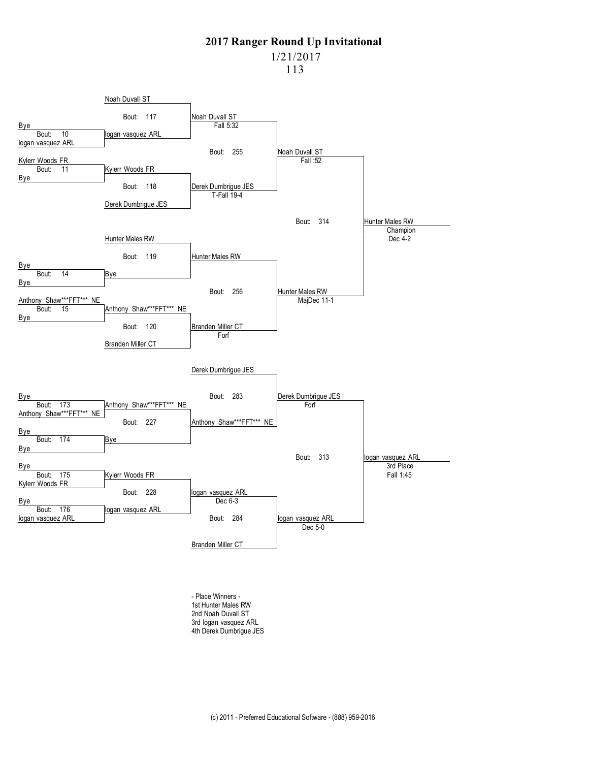# 2017 Ranger Round Up Invitational

1/21/2017

113

## Championship Bracket

**First Round**

- Bout: 10 — Bye vs. logan vasquez ARL → logan vasquez ARL
- Bout: 11 — Kylerr Woods FR vs. Bye → Kylerr Woods FR
- Bout: 14 — Bye vs. Bye → Bye
- Bout: 15 — Anthony Shaw***FFT*** NE vs. Bye → Anthony Shaw***FFT*** NE

**Quarterfinals**

- Bout: 117 — Noah Duvall ST vs. logan vasquez ARL → Noah Duvall ST, Fall 5:32
- Bout: 118 — Kylerr Woods FR vs. Derek Dumbrigue JES → Derek Dumbrigue JES, T-Fall 19-4
- Bout: 119 — Hunter Males RW vs. Bye → Hunter Males RW
- Bout: 120 — Anthony Shaw***FFT*** NE vs. Branden Miller CT → Branden Miller CT, Forf

**Semifinals**

- Bout: 255 — Noah Duvall ST vs. Derek Dumbrigue JES → Noah Duvall ST, Fall :52
- Bout: 256 — Hunter Males RW vs. Branden Miller CT → Hunter Males RW, MajDec 11-1

**Final**

- Bout: 314 — Noah Duvall ST vs. Hunter Males RW → Hunter Males RW, Champion, Dec 4-2

## Consolation Bracket

**First Round**

- Bout: 173 — Bye vs. Anthony Shaw***FFT*** NE → Anthony Shaw***FFT*** NE
- Bout: 174 — Bye vs. Bye → Bye
- Bout: 175 — Bye vs. Kylerr Woods FR → Kylerr Woods FR
- Bout: 176 — Bye vs. logan vasquez ARL → logan vasquez ARL

**Second Round**

- Bout: 227 — Anthony Shaw***FFT*** NE vs. Bye → Anthony Shaw***FFT*** NE
- Bout: 228 — Kylerr Woods FR vs. logan vasquez ARL → logan vasquez ARL, Dec 6-3

**Third Round**

- Bout: 283 — Derek Dumbrigue JES vs. Anthony Shaw***FFT*** NE → Derek Dumbrigue JES, Forf
- Bout: 284 — logan vasquez ARL vs. Branden Miller CT → logan vasquez ARL, Dec 5-0

**3rd Place**

- Bout: 313 — Derek Dumbrigue JES vs. logan vasquez ARL → logan vasquez ARL, 3rd Place, Fall 1:45

## - Place Winners -

1st Hunter Males RW
2nd Noah Duvall ST
3rd logan vasquez ARL
4th Derek Dumbrigue JES

(c) 2011 - Preferred Educational Software - (888) 959-2016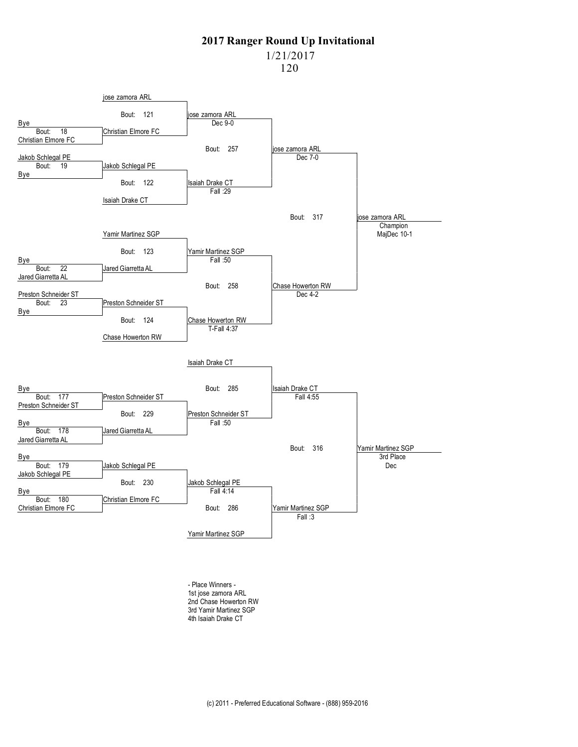# 2017 Ranger Round Up Invitational

1/21/2017

120

## Championship Bracket

**First Round**

- Bout 18: Bye vs Christian Elmore FC → Christian Elmore FC
- Bout 19: Jakob Schlegal PE vs Bye → Jakob Schlegal PE
- Bout 22: Bye vs Jared Giarretta AL → Jared Giarretta AL
- Bout 23: Preston Schneider ST vs Bye → Preston Schneider ST

**Quarterfinals**

- Bout 121: jose zamora ARL vs Christian Elmore FC → jose zamora ARL, Dec 9-0
- Bout 122: Jakob Schlegal PE vs Isaiah Drake CT → Isaiah Drake CT, Fall :29
- Bout 123: Yamir Martinez SGP vs Jared Giarretta AL → Yamir Martinez SGP, Fall :50
- Bout 124: Preston Schneider ST vs Chase Howerton RW → Chase Howerton RW, T-Fall 4:37

**Semifinals**

- Bout 257: jose zamora ARL vs Isaiah Drake CT → jose zamora ARL, Dec 7-0
- Bout 258: Yamir Martinez SGP vs Chase Howerton RW → Chase Howerton RW, Dec 4-2

**Final**

- Bout 317: jose zamora ARL vs Chase Howerton RW → jose zamora ARL, Champion, MajDec 10-1

## Consolation Bracket

**First Round**

- Bout 177: Bye vs Preston Schneider ST → Preston Schneider ST
- Bout 178: Bye vs Jared Giarretta AL → Jared Giarretta AL
- Bout 179: Bye vs Jakob Schlegal PE → Jakob Schlegal PE
- Bout 180: Bye vs Christian Elmore FC → Christian Elmore FC

**Second Round**

- Bout 229: Preston Schneider ST vs Jared Giarretta AL → Preston Schneider ST, Fall :50
- Bout 230: Jakob Schlegal PE vs Christian Elmore FC → Jakob Schlegal PE, Fall 4:14

**Consolation Semifinals**

- Bout 285: Isaiah Drake CT vs Preston Schneider ST → Isaiah Drake CT, Fall 4:55
- Bout 286: Jakob Schlegal PE vs Yamir Martinez SGP → Yamir Martinez SGP, Fall :3

**3rd Place**

- Bout 316: Isaiah Drake CT vs Yamir Martinez SGP → Yamir Martinez SGP, 3rd Place, Dec

## - Place Winners -

1st jose zamora ARL
2nd Chase Howerton RW
3rd Yamir Martinez SGP
4th Isaiah Drake CT

(c) 2011 - Preferred Educational Software - (888) 959-2016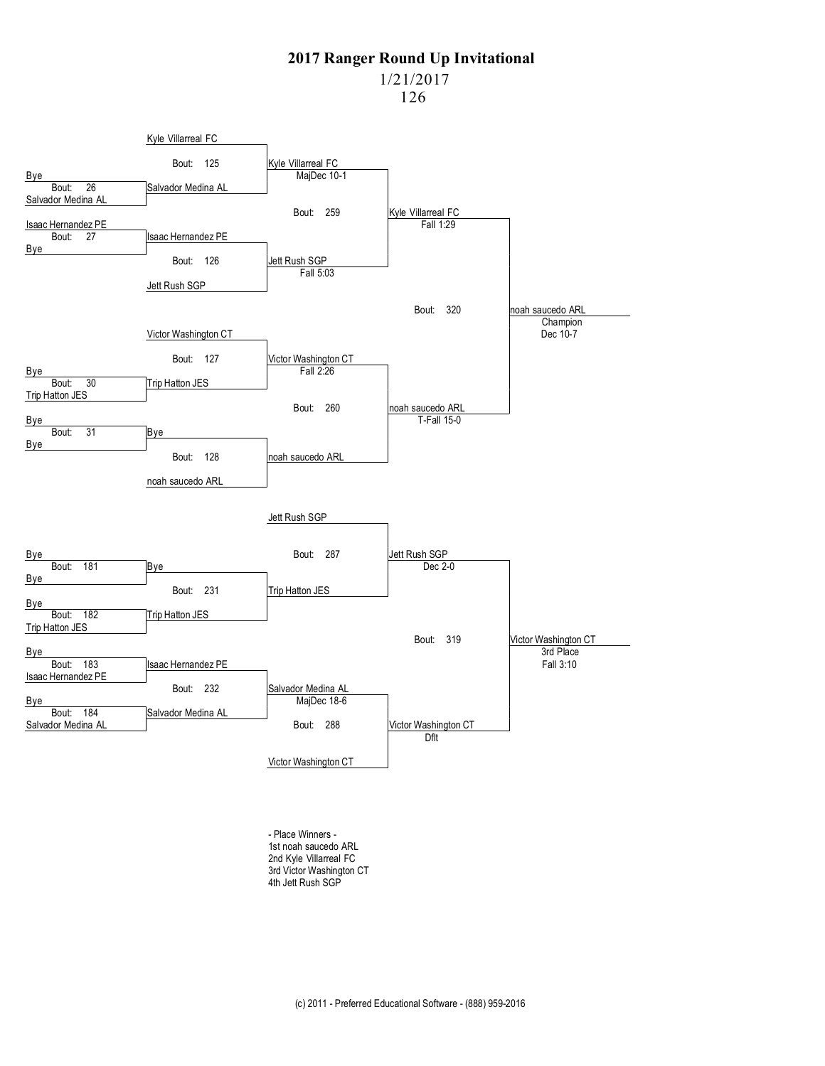# 2017 Ranger Round Up Invitational

1/21/2017

126

## Championship Bracket

**Bout 26:** Bye vs. Salvador Medina AL → Salvador Medina AL

**Bout 27:** Isaac Hernandez PE vs. Bye → Isaac Hernandez PE

**Bout 30:** Bye vs. Trip Hatton JES → Trip Hatton JES

**Bout 31:** Bye vs. Bye → Bye

**Bout 125:** Kyle Villarreal FC vs. Salvador Medina AL → Kyle Villarreal FC, MajDec 10-1

**Bout 126:** Isaac Hernandez PE vs. Jett Rush SGP → Jett Rush SGP, Fall 5:03

**Bout 127:** Victor Washington CT vs. Trip Hatton JES → Victor Washington CT, Fall 2:26

**Bout 128:** Bye vs. noah saucedo ARL → noah saucedo ARL

**Bout 259:** Kyle Villarreal FC vs. Jett Rush SGP → Kyle Villarreal FC, Fall 1:29

**Bout 260:** Victor Washington CT vs. noah saucedo ARL → noah saucedo ARL, T-Fall 15-0

**Bout 320:** Kyle Villarreal FC vs. noah saucedo ARL → noah saucedo ARL, Champion, Dec 10-7

## Consolation Bracket

**Bout 181:** Bye vs. Bye → Bye

**Bout 182:** Bye vs. Trip Hatton JES → Trip Hatton JES

**Bout 183:** Bye vs. Isaac Hernandez PE → Isaac Hernandez PE

**Bout 184:** Bye vs. Salvador Medina AL → Salvador Medina AL

**Bout 231:** Bye vs. Trip Hatton JES → Trip Hatton JES

**Bout 232:** Isaac Hernandez PE vs. Salvador Medina AL → Salvador Medina AL, MajDec 18-6

**Bout 287:** Jett Rush SGP vs. Trip Hatton JES → Jett Rush SGP, Dec 2-0

**Bout 288:** Salvador Medina AL vs. Victor Washington CT → Victor Washington CT, Dflt

**Bout 319:** Jett Rush SGP vs. Victor Washington CT → Victor Washington CT, 3rd Place, Fall 3:10

- Place Winners -

1st noah saucedo ARL

2nd Kyle Villarreal FC

3rd Victor Washington CT

4th Jett Rush SGP

(c) 2011 - Preferred Educational Software - (888) 959-2016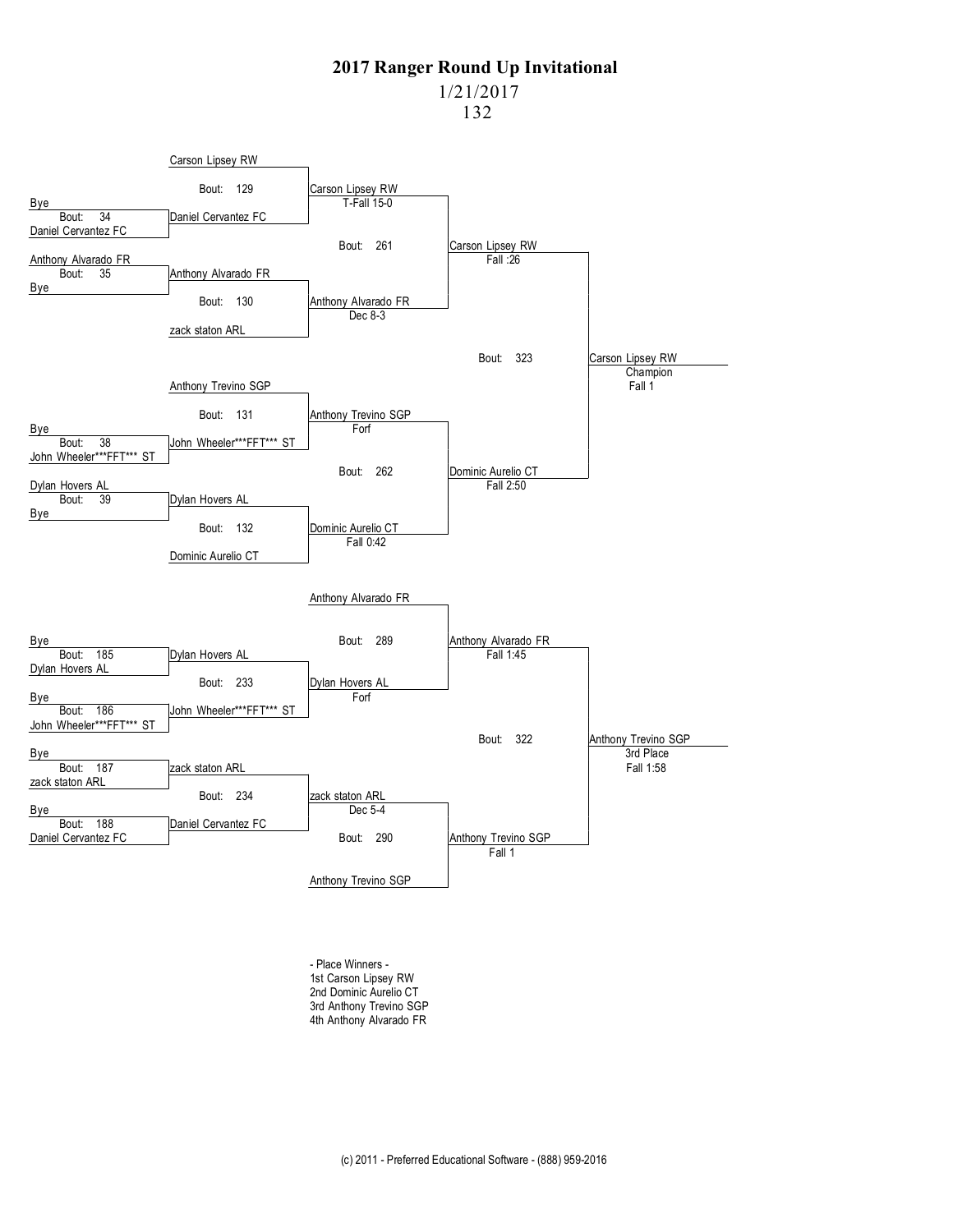# 2017 Ranger Round Up Invitational

1/21/2017

132

## Championship Bracket

**Preliminary Round**

- Bout 34: Bye vs Daniel Cervantez FC → Daniel Cervantez FC
- Bout 35: Anthony Alvarado FR vs Bye → Anthony Alvarado FR
- Bout 38: Bye vs John Wheeler***FFT*** ST → John Wheeler***FFT*** ST
- Bout 39: Dylan Hovers AL vs Bye → Dylan Hovers AL

**Quarterfinals**

- Bout 129: Carson Lipsey RW vs Daniel Cervantez FC → Carson Lipsey RW, T-Fall 15-0
- Bout 130: Anthony Alvarado FR vs zack staton ARL → Anthony Alvarado FR, Dec 8-3
- Bout 131: Anthony Trevino SGP vs John Wheeler***FFT*** ST → Anthony Trevino SGP, Forf
- Bout 132: Dylan Hovers AL vs Dominic Aurelio CT → Dominic Aurelio CT, Fall 0:42

**Semifinals**

- Bout 261: Carson Lipsey RW vs Anthony Alvarado FR → Carson Lipsey RW, Fall :26
- Bout 262: Anthony Trevino SGP vs Dominic Aurelio CT → Dominic Aurelio CT, Fall 2:50

**Final**

- Bout 323: Carson Lipsey RW vs Dominic Aurelio CT → Carson Lipsey RW, Champion, Fall 1

## Consolation Bracket

- Bout 185: Bye vs Dylan Hovers AL → Dylan Hovers AL
- Bout 186: Bye vs John Wheeler***FFT*** ST → John Wheeler***FFT*** ST
- Bout 187: Bye vs zack staton ARL → zack staton ARL
- Bout 188: Bye vs Daniel Cervantez FC → Daniel Cervantez FC
- Bout 233: Dylan Hovers AL vs John Wheeler***FFT*** ST → Dylan Hovers AL, Forf
- Bout 234: zack staton ARL vs Daniel Cervantez FC → zack staton ARL, Dec 5-4
- Bout 289: Anthony Alvarado FR vs Dylan Hovers AL → Anthony Alvarado FR, Fall 1:45
- Bout 290: zack staton ARL vs Anthony Trevino SGP → Anthony Trevino SGP, Fall 1
- Bout 322: Anthony Alvarado FR vs Anthony Trevino SGP → Anthony Trevino SGP, 3rd Place, Fall 1:58

- Place Winners -

1st Carson Lipsey RW
2nd Dominic Aurelio CT
3rd Anthony Trevino SGP
4th Anthony Alvarado FR

(c) 2011 - Preferred Educational Software - (888) 959-2016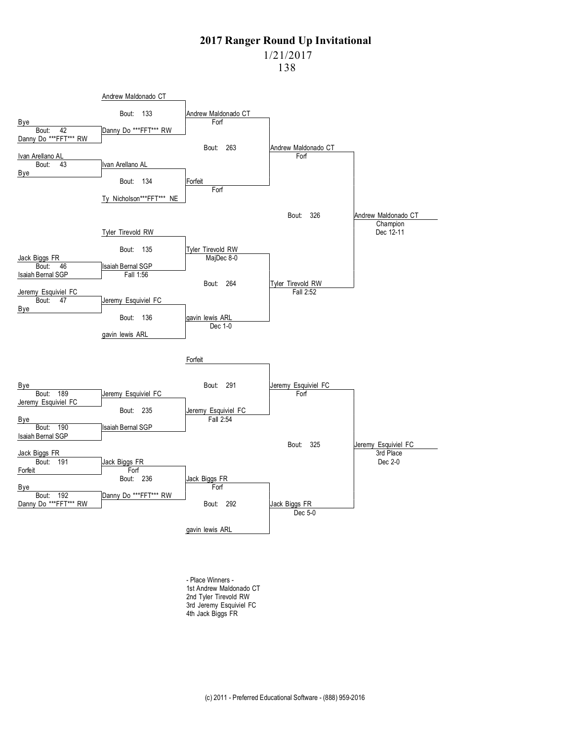# 2017 Ranger Round Up Invitational

1/21/2017

138

## Championship Bracket

**Bout 42:** Bye vs Danny Do ***FFT*** RW → Danny Do ***FFT*** RW

**Bout 43:** Ivan Arellano AL vs Bye → Ivan Arellano AL

**Bout 46:** Jack Biggs FR vs Isaiah Bernal SGP → Isaiah Bernal SGP

**Bout 47:** Jeremy Esquiviel FC vs Bye → Jeremy Esquiviel FC

**Bout 133:** Andrew Maldonado CT vs Danny Do ***FFT*** RW → Andrew Maldonado CT (Forf)

**Bout 134:** Ivan Arellano AL vs Ty Nicholson***FFT*** NE → Forfeit (Forf)

**Bout 135:** Tyler Tirevold RW vs Isaiah Bernal SGP (Fall 1:56) → Tyler Tirevold RW (MajDec 8-0)

**Bout 136:** Jeremy Esquiviel FC vs gavin lewis ARL → gavin lewis ARL (Dec 1-0)

**Bout 263:** Andrew Maldonado CT vs Forfeit → Andrew Maldonado CT (Forf)

**Bout 264:** Tyler Tirevold RW vs gavin lewis ARL → Tyler Tirevold RW (Fall 2:52)

**Bout 326:** Andrew Maldonado CT vs Tyler Tirevold RW → Andrew Maldonado CT, Champion (Dec 12-11)

## Consolation Bracket

**Bout 189:** Bye vs Jeremy Esquiviel FC → Jeremy Esquiviel FC

**Bout 190:** Bye vs Isaiah Bernal SGP → Isaiah Bernal SGP

**Bout 191:** Jack Biggs FR vs Forfeit → Jack Biggs FR (Forf)

**Bout 192:** Bye vs Danny Do ***FFT*** RW → Danny Do ***FFT*** RW

**Bout 235:** Jeremy Esquiviel FC vs Isaiah Bernal SGP → Jeremy Esquiviel FC (Fall 2:54)

**Bout 236:** Jack Biggs FR vs Danny Do ***FFT*** RW → Jack Biggs FR (Forf)

**Bout 291:** Forfeit vs Jeremy Esquiviel FC → Jeremy Esquiviel FC (Forf)

**Bout 292:** Jack Biggs FR vs gavin lewis ARL → Jack Biggs FR (Dec 5-0)

**Bout 325:** Jeremy Esquiviel FC vs Jack Biggs FR → Jeremy Esquiviel FC, 3rd Place (Dec 2-0)

- Place Winners -
1st Andrew Maldonado CT
2nd Tyler Tirevold RW
3rd Jeremy Esquiviel FC
4th Jack Biggs FR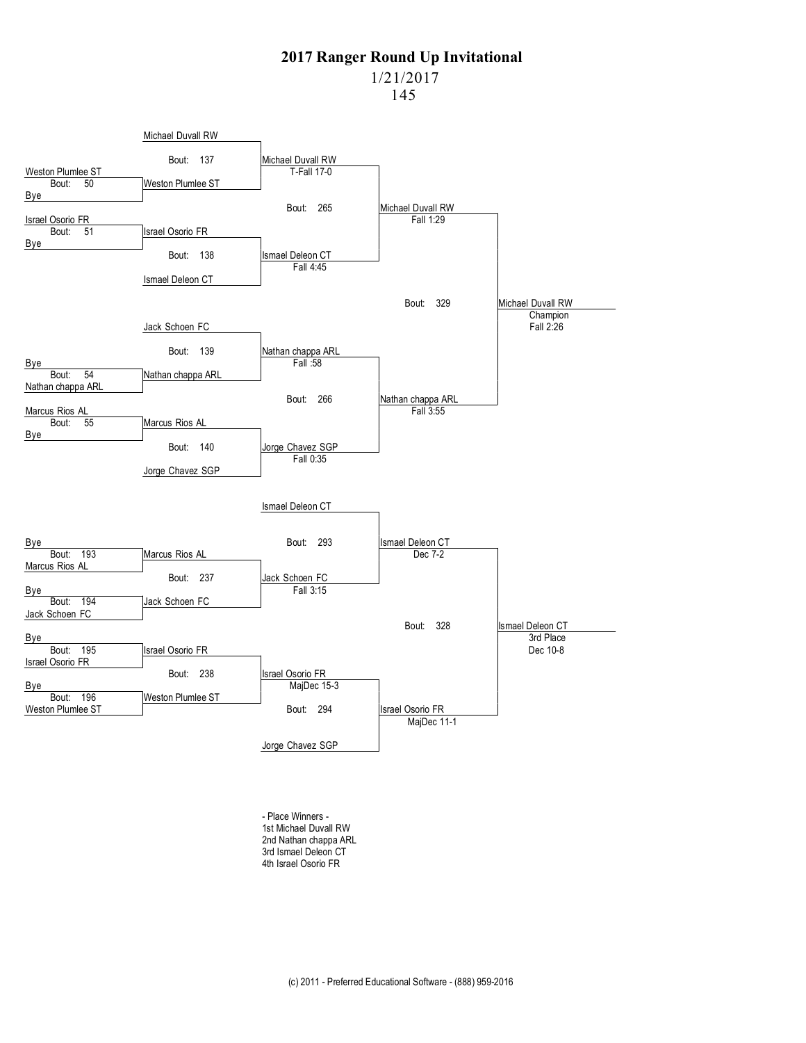# 2017 Ranger Round Up Invitational

1/21/2017

145

## Championship Bracket

**Preliminary Round**

- Bout: 50 — Weston Plumlee ST vs Bye → Weston Plumlee ST
- Bout: 51 — Israel Osorio FR vs Bye → Israel Osorio FR
- Bout: 54 — Bye vs Nathan chappa ARL → Nathan chappa ARL
- Bout: 55 — Marcus Rios AL vs Bye → Marcus Rios AL

**Quarterfinals**

- Bout: 137 — Michael Duvall RW vs Weston Plumlee ST → Michael Duvall RW, T-Fall 17-0
- Bout: 138 — Israel Osorio FR vs Ismael Deleon CT → Ismael Deleon CT, Fall 4:45
- Bout: 139 — Jack Schoen FC vs Nathan chappa ARL → Nathan chappa ARL, Fall :58
- Bout: 140 — Marcus Rios AL vs Jorge Chavez SGP → Jorge Chavez SGP, Fall 0:35

**Semifinals**

- Bout: 265 — Michael Duvall RW vs Ismael Deleon CT → Michael Duvall RW, Fall 1:29
- Bout: 266 — Nathan chappa ARL vs Jorge Chavez SGP → Nathan chappa ARL, Fall 3:55

**Final**

- Bout: 329 — Michael Duvall RW vs Nathan chappa ARL → Michael Duvall RW, Champion, Fall 2:26

## Consolation Bracket

**First Round**

- Bout: 193 — Bye vs Marcus Rios AL → Marcus Rios AL
- Bout: 194 — Bye vs Jack Schoen FC → Jack Schoen FC
- Bout: 195 — Bye vs Israel Osorio FR → Israel Osorio FR
- Bout: 196 — Bye vs Weston Plumlee ST → Weston Plumlee ST

**Second Round**

- Bout: 237 — Marcus Rios AL vs Jack Schoen FC → Jack Schoen FC, Fall 3:15
- Bout: 238 — Israel Osorio FR vs Weston Plumlee ST → Israel Osorio FR, MajDec 15-3

**Consolation Semifinals**

- Bout: 293 — Ismael Deleon CT vs Jack Schoen FC → Ismael Deleon CT, Dec 7-2
- Bout: 294 — Israel Osorio FR vs Jorge Chavez SGP → Israel Osorio FR, MajDec 11-1

**3rd Place**

- Bout: 328 — Ismael Deleon CT vs Israel Osorio FR → Ismael Deleon CT, 3rd Place, Dec 10-8

## - Place Winners -

1st Michael Duvall RW
2nd Nathan chappa ARL
3rd Ismael Deleon CT
4th Israel Osorio FR

(c) 2011 - Preferred Educational Software - (888) 959-2016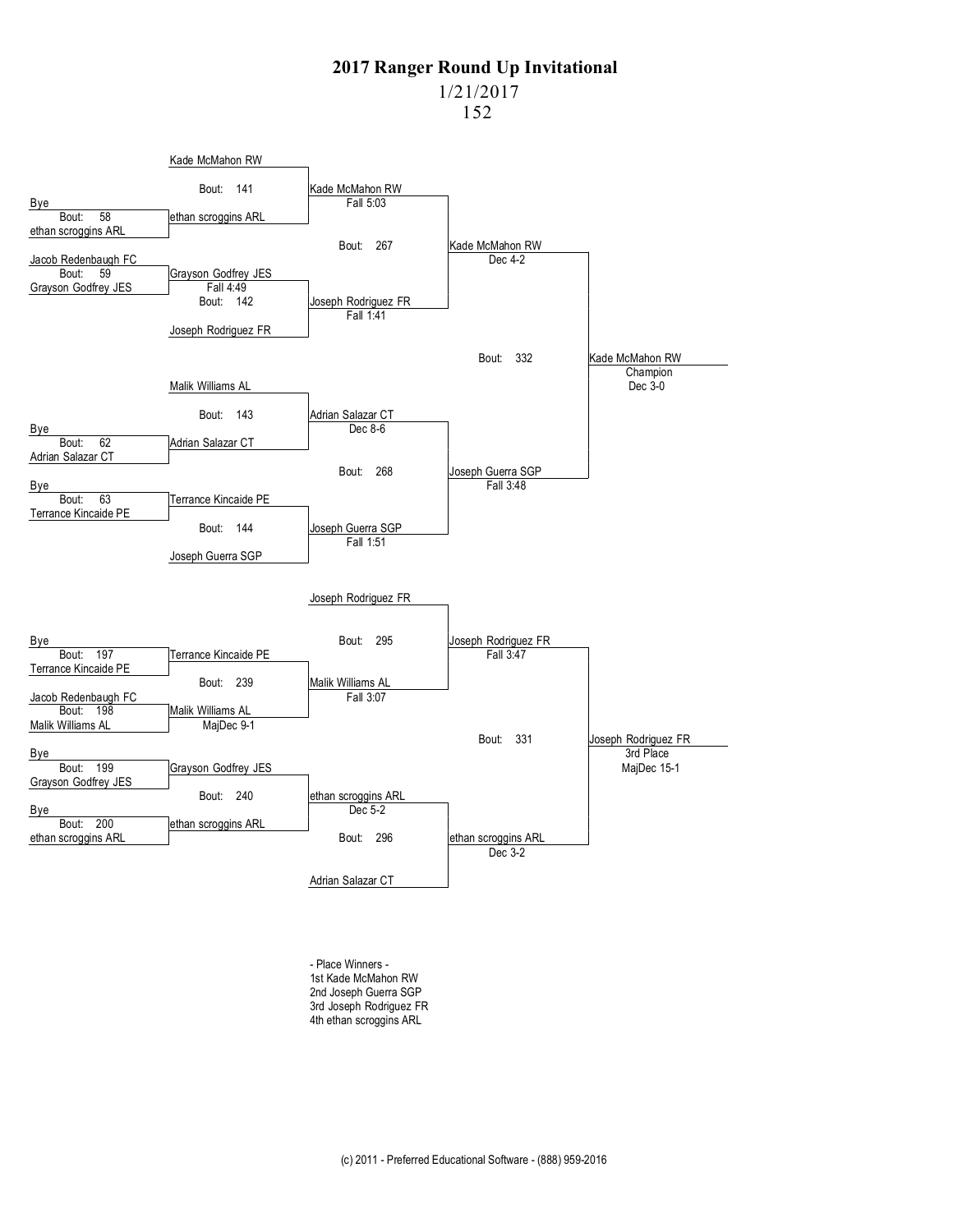# 2017 Ranger Round Up Invitational

1/21/2017

152

## Championship Bracket

### Preliminary Round

| Bout | Wrestler 1 | Wrestler 2 | Winner | Result |
|---|---|---|---|---|
| 58 | Bye | ethan scroggins ARL | ethan scroggins ARL | |
| 59 | Jacob Redenbaugh FC | Grayson Godfrey JES | Grayson Godfrey JES | Fall 4:49 |
| 62 | Bye | Adrian Salazar CT | Adrian Salazar CT | |
| 63 | Bye | Terrance Kincaide PE | Terrance Kincaide PE | |

### Quarterfinals

| Bout | Wrestler 1 | Wrestler 2 | Winner | Result |
|---|---|---|---|---|
| 141 | Kade McMahon RW | ethan scroggins ARL | Kade McMahon RW | Fall 5:03 |
| 142 | Grayson Godfrey JES | Joseph Rodriguez FR | Joseph Rodriguez FR | Fall 1:41 |
| 143 | Malik Williams AL | Adrian Salazar CT | Adrian Salazar CT | Dec 8-6 |
| 144 | Terrance Kincaide PE | Joseph Guerra SGP | Joseph Guerra SGP | Fall 1:51 |

### Semifinals

| Bout | Wrestler 1 | Wrestler 2 | Winner | Result |
|---|---|---|---|---|
| 267 | Kade McMahon RW | Joseph Rodriguez FR | Kade McMahon RW | Dec 4-2 |
| 268 | Adrian Salazar CT | Joseph Guerra SGP | Joseph Guerra SGP | Fall 3:48 |

### Final

| Bout | Wrestler 1 | Wrestler 2 | Winner | Result |
|---|---|---|---|---|
| 332 | Kade McMahon RW | Joseph Guerra SGP | Kade McMahon RW (Champion) | Dec 3-0 |

## Consolation Bracket

### Consolation Preliminary Round

| Bout | Wrestler 1 | Wrestler 2 | Winner | Result |
|---|---|---|---|---|
| 197 | Bye | Terrance Kincaide PE | Terrance Kincaide PE | |
| 198 | Jacob Redenbaugh FC | Malik Williams AL | Malik Williams AL | |
| 199 | Bye | Grayson Godfrey JES | Grayson Godfrey JES | |
| 200 | Bye | ethan scroggins ARL | ethan scroggins ARL | |

### Consolation Round 2

| Bout | Wrestler 1 | Wrestler 2 | Winner | Result |
|---|---|---|---|---|
| 239 | Terrance Kincaide PE | Malik Williams AL | Malik Williams AL | MajDec 9-1 |
| 240 | Grayson Godfrey JES | ethan scroggins ARL | ethan scroggins ARL | |

### Consolation Semifinals

| Bout | Wrestler 1 | Wrestler 2 | Winner | Result |
|---|---|---|---|---|
| 295 | Joseph Rodriguez FR | Malik Williams AL | Joseph Rodriguez FR | Fall 3:07 |
| 296 | ethan scroggins ARL | Adrian Salazar CT | ethan scroggins ARL | Dec 5-2 |

### 3rd Place

| Bout | Wrestler 1 | Wrestler 2 | Winner | Result |
|---|---|---|---|---|
| 331 | Joseph Rodriguez FR | ethan scroggins ARL | Joseph Rodriguez FR (3rd Place) | Fall 3:47 / Dec 3-2 / MajDec 15-1 |

- Place Winners -

1st Kade McMahon RW

2nd Joseph Guerra SGP

3rd Joseph Rodriguez FR

4th ethan scroggins ARL

(c) 2011 - Preferred Educational Software - (888) 959-2016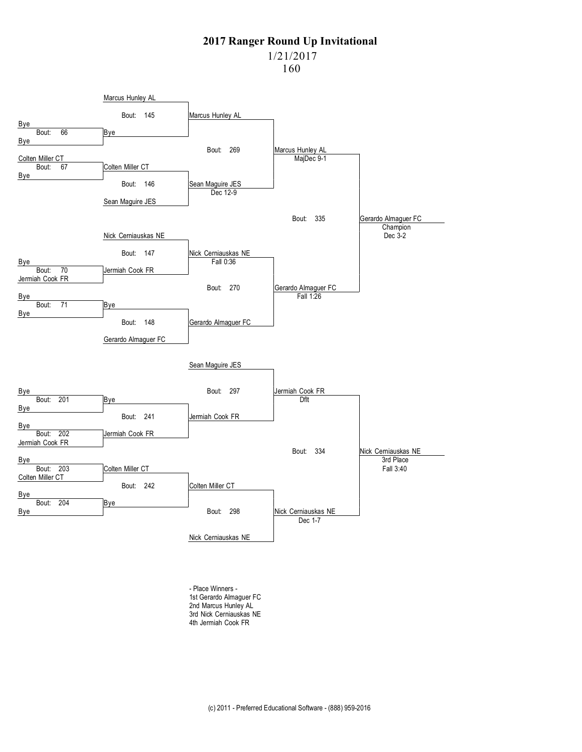# 2017 Ranger Round Up Invitational

1/21/2017

160

## Championship Bracket

**Bout: 66**
- Bye
- Bye
- Winner: Bye

**Bout: 67**
- Colten Miller CT
- Bye
- Winner: Colten Miller CT

**Bout: 70**
- Bye
- Jermiah Cook FR
- Winner: Jermiah Cook FR

**Bout: 71**
- Bye
- Bye
- Winner: Bye

**Bout: 145**
- Marcus Hunley AL
- Bye
- Winner: Marcus Hunley AL

**Bout: 146**
- Colten Miller CT
- Sean Maguire JES
- Winner: Sean Maguire JES — Dec 12-9

**Bout: 147**
- Nick Cerniauskas NE
- Jermiah Cook FR
- Winner: Nick Cerniauskas NE — Fall 0:36

**Bout: 148**
- Bye
- Gerardo Almaguer FC
- Winner: Gerardo Almaguer FC

**Bout: 269**
- Marcus Hunley AL
- Sean Maguire JES
- Winner: Marcus Hunley AL — MajDec 9-1

**Bout: 270**
- Nick Cerniauskas NE
- Gerardo Almaguer FC
- Winner: Gerardo Almaguer FC — Fall 1:26

**Bout: 335**
- Marcus Hunley AL
- Gerardo Almaguer FC
- Winner: Gerardo Almaguer FC — Champion — Dec 3-2

## Consolation Bracket

**Bout: 201**
- Bye
- Bye
- Winner: Bye

**Bout: 202**
- Bye
- Jermiah Cook FR
- Winner: Jermiah Cook FR

**Bout: 203**
- Bye
- Colten Miller CT
- Winner: Colten Miller CT

**Bout: 204**
- Bye
- Bye
- Winner: Bye

**Bout: 241**
- Bye
- Jermiah Cook FR
- Winner: Jermiah Cook FR

**Bout: 242**
- Colten Miller CT
- Bye
- Winner: Colten Miller CT

**Bout: 297**
- Sean Maguire JES
- Jermiah Cook FR
- Winner: Jermiah Cook FR — Dflt

**Bout: 298**
- Colten Miller CT
- Nick Cerniauskas NE
- Winner: Nick Cerniauskas NE — Dec 1-7

**Bout: 334**
- Jermiah Cook FR
- Nick Cerniauskas NE
- Winner: Nick Cerniauskas NE — 3rd Place — Fall 3:40

- Place Winners -
1st Gerardo Almaguer FC
2nd Marcus Hunley AL
3rd Nick Cerniauskas NE
4th Jermiah Cook FR

(c) 2011 - Preferred Educational Software - (888) 959-2016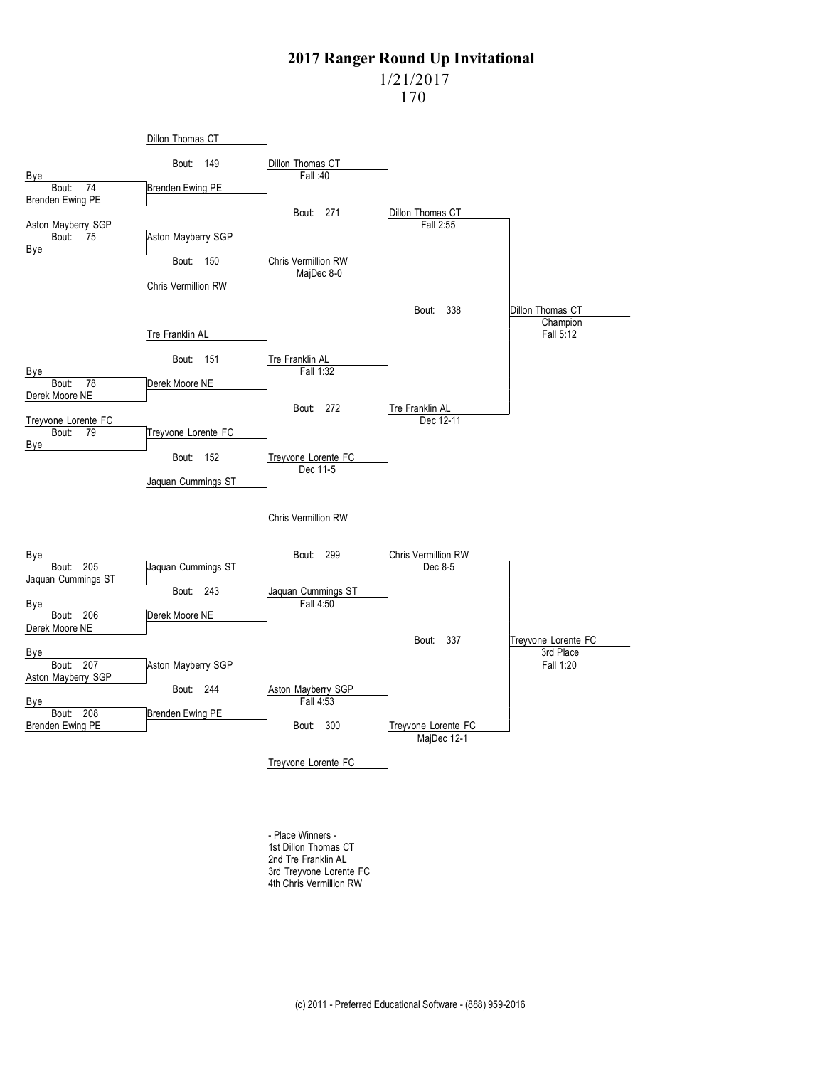# 2017 Ranger Round Up Invitational

1/21/2017

170

## Championship Bracket

**First Round**

- Bout: 74 — Bye vs Brenden Ewing PE → Brenden Ewing PE
- Bout: 75 — Aston Mayberry SGP vs Bye → Aston Mayberry SGP
- Bout: 78 — Bye vs Derek Moore NE → Derek Moore NE
- Bout: 79 — Treyvone Lorente FC vs Bye → Treyvone Lorente FC

**Quarterfinals**

- Bout: 149 — Dillon Thomas CT vs Brenden Ewing PE → Dillon Thomas CT, Fall :40
- Bout: 150 — Aston Mayberry SGP vs Chris Vermillion RW → Chris Vermillion RW, MajDec 8-0
- Bout: 151 — Tre Franklin AL vs Derek Moore NE → Tre Franklin AL, Fall 1:32
- Bout: 152 — Treyvone Lorente FC vs Jaquan Cummings ST → Treyvone Lorente FC, Dec 11-5

**Semifinals**

- Bout: 271 — Dillon Thomas CT vs Chris Vermillion RW → Dillon Thomas CT, Fall 2:55
- Bout: 272 — Tre Franklin AL vs Treyvone Lorente FC → Tre Franklin AL, Dec 12-11

**Final**

- Bout: 338 — Dillon Thomas CT vs Tre Franklin AL → Dillon Thomas CT, Champion, Fall 5:12

## Consolation Bracket

**First Round**

- Bout: 205 — Bye vs Jaquan Cummings ST → Jaquan Cummings ST
- Bout: 206 — Bye vs Derek Moore NE → Derek Moore NE
- Bout: 207 — Bye vs Aston Mayberry SGP → Aston Mayberry SGP
- Bout: 208 — Bye vs Brenden Ewing PE → Brenden Ewing PE

**Second Round**

- Bout: 243 — Jaquan Cummings ST vs Derek Moore NE → Jaquan Cummings ST, Fall 4:50
- Bout: 244 — Aston Mayberry SGP vs Brenden Ewing PE → Aston Mayberry SGP, Fall 4:53

**Consolation Semifinals**

- Bout: 299 — Chris Vermillion RW vs Jaquan Cummings ST → Chris Vermillion RW, Dec 8-5
- Bout: 300 — Aston Mayberry SGP vs Treyvone Lorente FC → Treyvone Lorente FC, MajDec 12-1

**3rd Place**

- Bout: 337 — Chris Vermillion RW vs Treyvone Lorente FC → Treyvone Lorente FC, 3rd Place, Fall 1:20

- Place Winners -

1st Dillon Thomas CT
2nd Tre Franklin AL
3rd Treyvone Lorente FC
4th Chris Vermillion RW

(c) 2011 - Preferred Educational Software - (888) 959-2016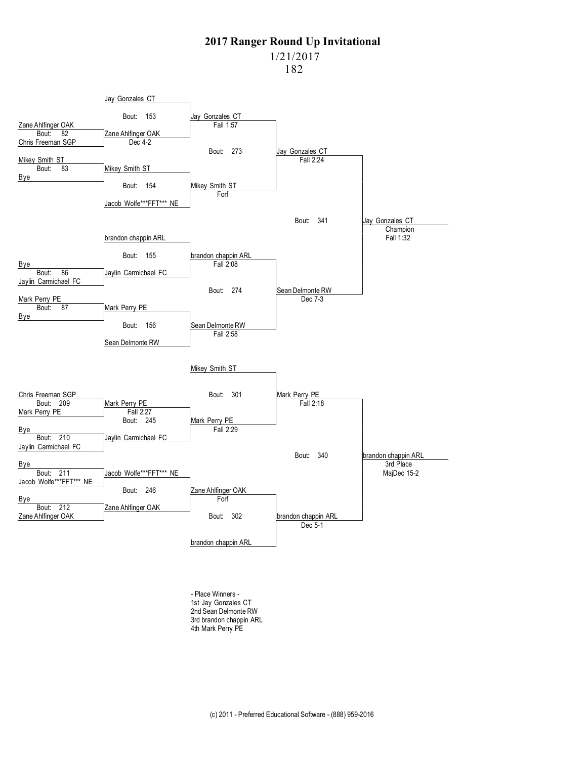# 2017 Ranger Round Up Invitational

1/21/2017

182

## Championship Bracket

**Preliminary Round**

- Bout: 82 — Zane Ahlfinger OAK vs Chris Freeman SGP — Winner: Zane Ahlfinger OAK, Dec 4-2
- Bout: 83 — Mikey Smith ST vs Bye — Winner: Mikey Smith ST
- Bout: 86 — Bye vs Jaylin Carmichael FC — Winner: Jaylin Carmichael FC
- Bout: 87 — Mark Perry PE vs Bye — Winner: Mark Perry PE

**Quarterfinals**

- Bout: 153 — Jay Gonzales CT vs Zane Ahlfinger OAK — Winner: Jay Gonzales CT, Fall 1:57
- Bout: 154 — Mikey Smith ST vs Jacob Wolfe***FFT*** NE — Winner: Mikey Smith ST, Forf
- Bout: 155 — brandon chappin ARL vs Jaylin Carmichael FC — Winner: brandon chappin ARL, Fall 2:08
- Bout: 156 — Mark Perry PE vs Sean Delmonte RW — Winner: Sean Delmonte RW, Fall 2:58

**Semifinals**

- Bout: 273 — Jay Gonzales CT vs Mikey Smith ST — Winner: Jay Gonzales CT, Fall 2:24
- Bout: 274 — brandon chappin ARL vs Sean Delmonte RW — Winner: Sean Delmonte RW, Dec 7-3

**Final**

- Bout: 341 — Jay Gonzales CT vs Sean Delmonte RW — Jay Gonzales CT, Champion, Fall 1:32

## Consolation Bracket

- Bout: 209 — Chris Freeman SGP vs Mark Perry PE — Winner: Mark Perry PE, Fall 2:27
- Bout: 210 — Bye vs Jaylin Carmichael FC — Winner: Jaylin Carmichael FC
- Bout: 211 — Bye vs Jacob Wolfe***FFT*** NE — Winner: Jacob Wolfe***FFT*** NE
- Bout: 212 — Bye vs Zane Ahlfinger OAK — Winner: Zane Ahlfinger OAK
- Bout: 245 — Mark Perry PE vs Jaylin Carmichael FC — Winner: Mark Perry PE, Fall 2:29
- Bout: 246 — Jacob Wolfe***FFT*** NE vs Zane Ahlfinger OAK — Winner: Zane Ahlfinger OAK, Forf
- Bout: 301 — Mikey Smith ST vs Mark Perry PE — Winner: Mark Perry PE, Fall 2:18
- Bout: 302 — Zane Ahlfinger OAK vs brandon chappin ARL — Winner: brandon chappin ARL, Dec 5-1
- Bout: 340 — Mark Perry PE vs brandon chappin ARL — brandon chappin ARL, 3rd Place, MajDec 15-2

## - Place Winners -

1st Jay Gonzales CT
2nd Sean Delmonte RW
3rd brandon chappin ARL
4th Mark Perry PE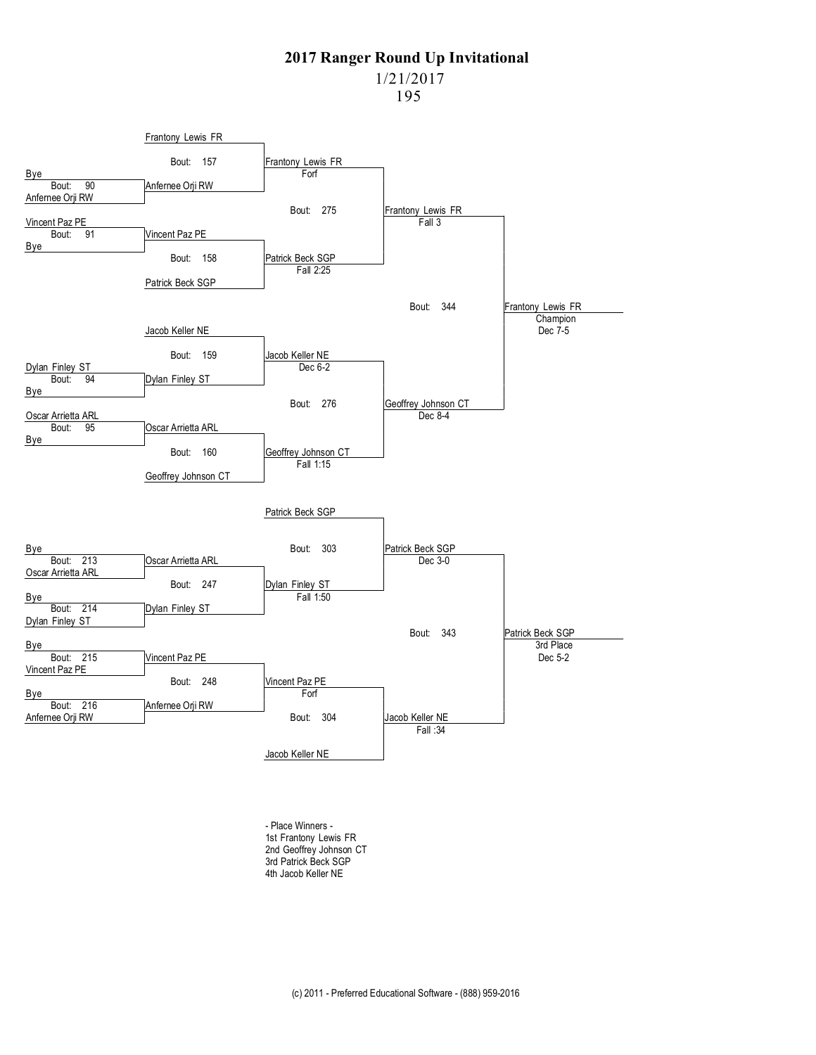# 2017 Ranger Round Up Invitational

1/21/2017

195

## Championship Bracket

**Preliminary Round**
- Bout 90: Bye vs. Anfernee Orji RW → Anfernee Orji RW
- Bout 91: Vincent Paz PE vs. Bye → Vincent Paz PE
- Bout 94: Dylan Finley ST vs. Bye → Dylan Finley ST
- Bout 95: Oscar Arrietta ARL vs. Bye → Oscar Arrietta ARL

**Quarterfinals**
- Bout 157: Frantony Lewis FR vs. Anfernee Orji RW → Frantony Lewis FR (Forf)
- Bout 158: Vincent Paz PE vs. Patrick Beck SGP → Patrick Beck SGP (Fall 2:25)
- Bout 159: Jacob Keller NE vs. Dylan Finley ST → Jacob Keller NE (Dec 6-2)
- Bout 160: Oscar Arrietta ARL vs. Geoffrey Johnson CT → Geoffrey Johnson CT (Fall 1:15)

**Semifinals**
- Bout 275: Frantony Lewis FR vs. Patrick Beck SGP → Frantony Lewis FR (Fall 3)
- Bout 276: Jacob Keller NE vs. Geoffrey Johnson CT → Geoffrey Johnson CT (Dec 8-4)

**Final**
- Bout 344: Frantony Lewis FR vs. Geoffrey Johnson CT → Frantony Lewis FR, Champion (Dec 7-5)

## Consolation Bracket

**First Round**
- Bout 213: Bye vs. Oscar Arrietta ARL → Oscar Arrietta ARL
- Bout 214: Bye vs. Dylan Finley ST → Dylan Finley ST
- Bout 215: Bye vs. Vincent Paz PE → Vincent Paz PE
- Bout 216: Bye vs. Anfernee Orji RW → Anfernee Orji RW

**Second Round**
- Bout 247: Oscar Arrietta ARL vs. Dylan Finley ST → Dylan Finley ST (Fall 1:50)
- Bout 248: Vincent Paz PE vs. Anfernee Orji RW → Vincent Paz PE (Forf)

**Consolation Semifinals**
- Bout 303: Patrick Beck SGP vs. Dylan Finley ST → Patrick Beck SGP (Dec 3-0)
- Bout 304: Vincent Paz PE vs. Jacob Keller NE → Jacob Keller NE (Fall :34)

**3rd Place**
- Bout 343: Patrick Beck SGP vs. Jacob Keller NE → Patrick Beck SGP, 3rd Place (Dec 5-2)

## - Place Winners -

1st Frantony Lewis FR
2nd Geoffrey Johnson CT
3rd Patrick Beck SGP
4th Jacob Keller NE

(c) 2011 - Preferred Educational Software - (888) 959-2016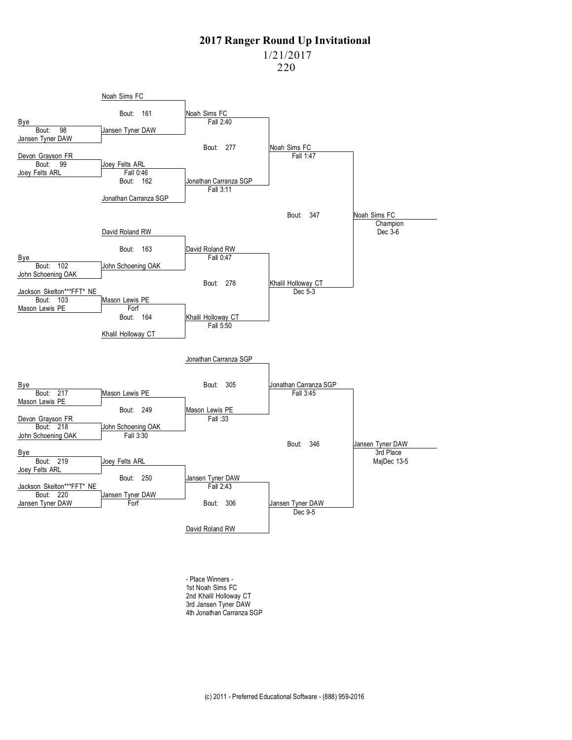# 2017 Ranger Round Up Invitational

1/21/2017

220

## Championship Bracket

| Round 1 | Round 2 | Quarterfinals | Semifinals | Final |
|---|---|---|---|---|
| Bye vs Jansen Tyner DAW (Bout: 98) | Noah Sims FC vs Jansen Tyner DAW (Bout: 161) | Noah Sims FC — Fall 2:40 | | |
| Devon Grayson FR vs Joey Felts ARL (Bout: 99) | Joey Felts ARL — Fall 0:46; Joey Felts ARL vs Jonathan Carranza SGP (Bout: 162) | Jonathan Carranza SGP — Fall 3:11 | Noah Sims FC — Fall 1:47 (Bout: 277) | |
| Bye vs John Schoening OAK (Bout: 102) | David Roland RW vs John Schoening OAK (Bout: 163) | David Roland RW — Fall 0:47 | | Noah Sims FC — Champion — Dec 3-6 (Bout: 347) |
| Jackson Skelton***FFT* NE vs Mason Lewis PE (Bout: 103) | Mason Lewis PE — Forf; Mason Lewis PE vs Khalil Holloway CT (Bout: 164) | Khalil Holloway CT — Fall 5:50 | Khalil Holloway CT — Dec 5-3 (Bout: 278) | |

## Consolation Bracket

| Round 1 | Round 2 | Quarterfinals | Semifinals | 3rd Place |
|---|---|---|---|---|
| Bye vs Mason Lewis PE (Bout: 217) | Mason Lewis PE | | | |
| Devon Grayson FR vs John Schoening OAK (Bout: 218) | John Schoening OAK — Fall 3:30 | Mason Lewis PE — Fall :33 (Bout: 249) | Jonathan Carranza SGP — Fall 3:45 (Bout: 305, vs Mason Lewis PE) | |
| Bye vs Joey Felts ARL (Bout: 219) | Joey Felts ARL | | | Jansen Tyner DAW — 3rd Place — MajDec 13-5 (Bout: 346) |
| Jackson Skelton***FFT* NE vs Jansen Tyner DAW (Bout: 220) | Jansen Tyner DAW — Forf | Jansen Tyner DAW — Fall 2:43 (Bout: 250) | Jansen Tyner DAW — Dec 9-5 (Bout: 306, vs David Roland RW) | |

- Place Winners -

1st Noah Sims FC

2nd Khalil Holloway CT

3rd Jansen Tyner DAW

4th Jonathan Carranza SGP

(c) 2011 - Preferred Educational Software - (888) 959-2016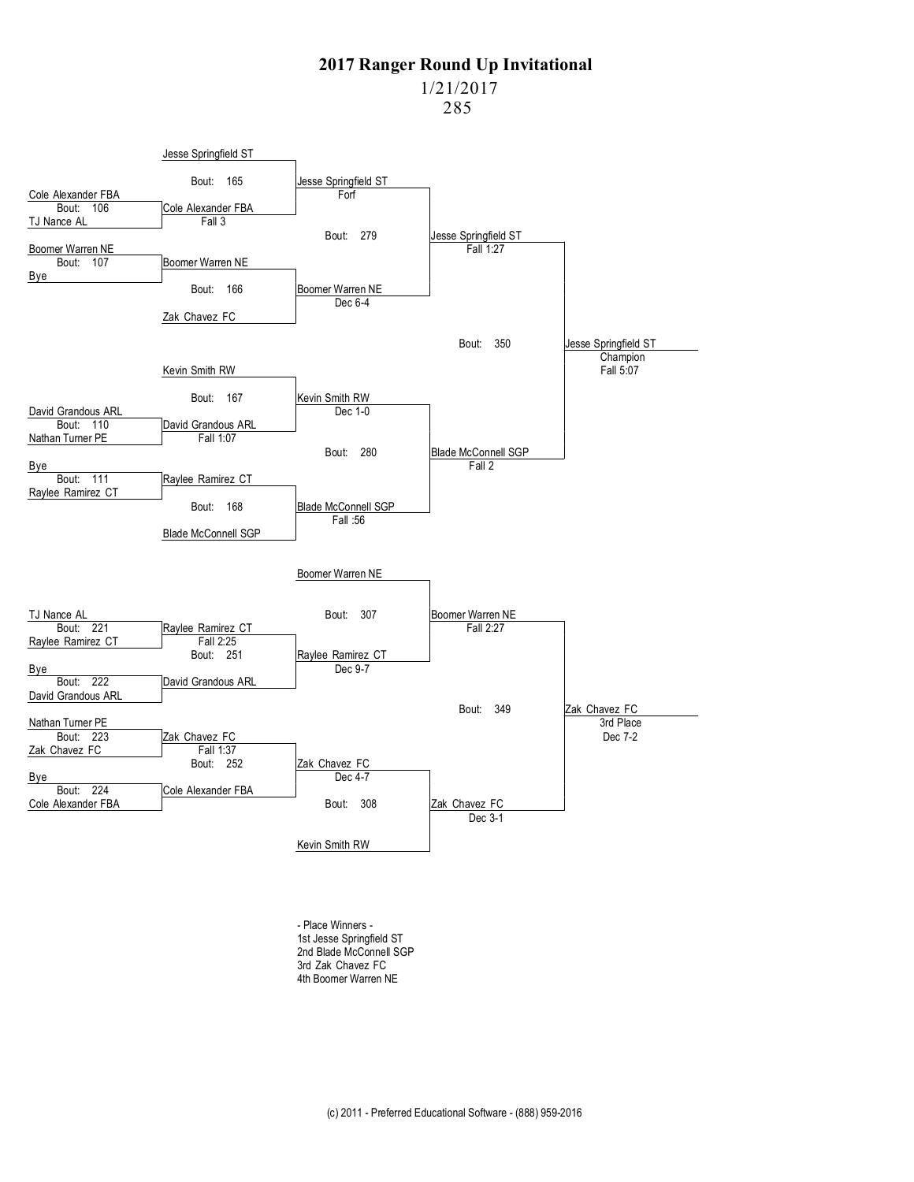# 2017 Ranger Round Up Invitational

1/21/2017

285

## Championship Bracket

**First round**

- Bout: 106 — Cole Alexander FBA vs TJ Nance AL → Cole Alexander FBA, Fall 3
- Bout: 107 — Boomer Warren NE vs Bye → Boomer Warren NE
- Bout: 110 — David Grandous ARL vs Nathan Turner PE → David Grandous ARL, Fall 1:07
- Bout: 111 — Bye vs Raylee Ramirez CT → Raylee Ramirez CT

**Quarterfinals**

- Bout: 165 — Jesse Springfield ST vs Cole Alexander FBA → Jesse Springfield ST, Forf
- Bout: 166 — Boomer Warren NE vs Zak Chavez FC → Boomer Warren NE, Dec 6-4
- Bout: 167 — Kevin Smith RW vs David Grandous ARL → Kevin Smith RW, Dec 1-0
- Bout: 168 — Raylee Ramirez CT vs Blade McConnell SGP → Blade McConnell SGP, Fall :56

**Semifinals**

- Bout: 279 — Jesse Springfield ST vs Boomer Warren NE → Jesse Springfield ST, Fall 1:27
- Bout: 280 — Kevin Smith RW vs Blade McConnell SGP → Blade McConnell SGP, Fall 2

**Final**

- Bout: 350 — Jesse Springfield ST vs Blade McConnell SGP → Jesse Springfield ST, Champion, Fall 5:07

## Consolation Bracket

- Bout: 221 — TJ Nance AL vs Raylee Ramirez CT → Raylee Ramirez CT, Fall 2:25
- Bout: 222 — Bye vs David Grandous ARL → David Grandous ARL
- Bout: 223 — Nathan Turner PE vs Zak Chavez FC → Zak Chavez FC, Fall 1:37
- Bout: 224 — Bye vs Cole Alexander FBA → Cole Alexander FBA
- Bout: 251 — Raylee Ramirez CT vs David Grandous ARL → Raylee Ramirez CT, Dec 9-7
- Bout: 252 — Zak Chavez FC vs Cole Alexander FBA → Zak Chavez FC, Dec 4-7
- Bout: 307 — Boomer Warren NE vs Raylee Ramirez CT → Boomer Warren NE, Fall 2:27
- Bout: 308 — Zak Chavez FC vs Kevin Smith RW → Zak Chavez FC, Dec 3-1
- Bout: 349 — Boomer Warren NE vs Zak Chavez FC → Zak Chavez FC, 3rd Place, Dec 7-2

- Place Winners -

1st Jesse Springfield ST

2nd Blade McConnell SGP

3rd Zak Chavez FC

4th Boomer Warren NE

(c) 2011 - Preferred Educational Software - (888) 959-2016